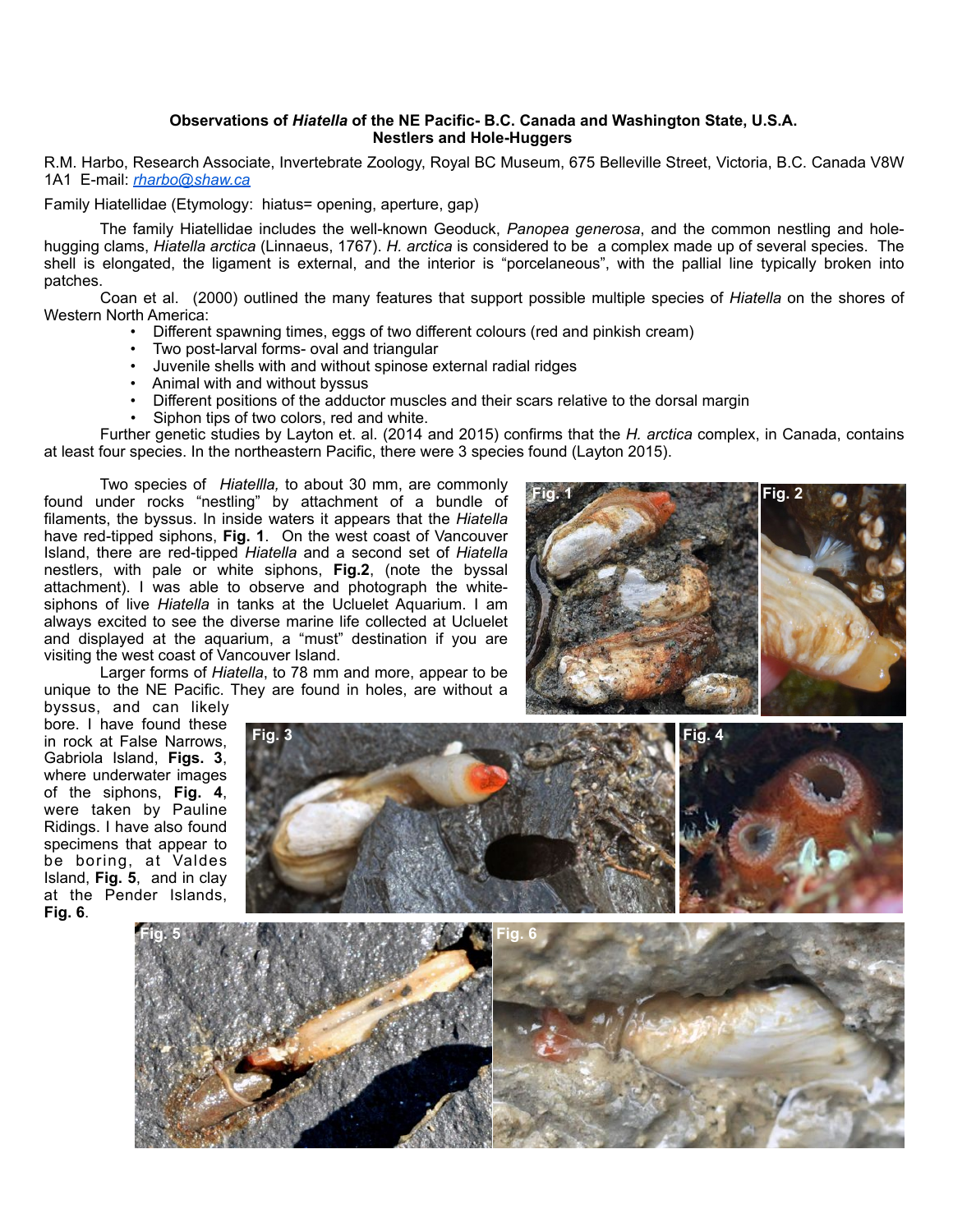**Observations of *Hiatella* of the NE Pacific- B.C. Canada and Washington State, U.S.A.**
**Nestlers and Hole-Huggers**

R.M. Harbo, Research Associate, Invertebrate Zoology, Royal BC Museum, 675 Belleville Street, Victoria, B.C. Canada V8W 1A1 E-mail: *rharbo@shaw.ca*

Family Hiatellidae (Etymology: hiatus= opening, aperture, gap)

The family Hiatellidae includes the well-known Geoduck, *Panopea generosa*, and the common nestling and hole-hugging clams, *Hiatella arctica* (Linnaeus, 1767). *H. arctica* is considered to be a complex made up of several species. The shell is elongated, the ligament is external, and the interior is "porcelaneous", with the pallial line typically broken into patches.

Coan et al. (2000) outlined the many features that support possible multiple species of *Hiatella* on the shores of Western North America:

- Different spawning times, eggs of two different colours (red and pinkish cream)
- Two post-larval forms- oval and triangular
- Juvenile shells with and without spinose external radial ridges
- Animal with and without byssus
- Different positions of the adductor muscles and their scars relative to the dorsal margin
- Siphon tips of two colors, red and white.

Further genetic studies by Layton et. al. (2014 and 2015) confirms that the *H. arctica* complex, in Canada, contains at least four species. In the northeastern Pacific, there were 3 species found (Layton 2015).

Two species of *Hiatellla,* to about 30 mm, are commonly found under rocks "nestling" by attachment of a bundle of filaments, the byssus. In inside waters it appears that the *Hiatella* have red-tipped siphons, **Fig. 1**. On the west coast of Vancouver Island, there are red-tipped *Hiatella* and a second set of *Hiatella* nestlers, with pale or white siphons, **Fig.2**, (note the byssal attachment). I was able to observe and photograph the white-siphons of live *Hiatella* in tanks at the Ucluelet Aquarium. I am always excited to see the diverse marine life collected at Ucluelet and displayed at the aquarium, a "must" destination if you are visiting the west coast of Vancouver Island.

Larger forms of *Hiatella*, to 78 mm and more, appear to be unique to the NE Pacific. They are found in holes, are without a byssus, and can likely bore. I have found these in rock at False Narrows, Gabriola Island, **Figs. 3**, where underwater images of the siphons, **Fig. 4**, were taken by Pauline Ridings. I have also found specimens that appear to be boring, at Valdes Island, **Fig. 5**, and in clay at the Pender Islands, **Fig. 6**.

Fig. 1

Fig. 2

Fig. 3

Fig. 4

Fig. 5

Fig. 6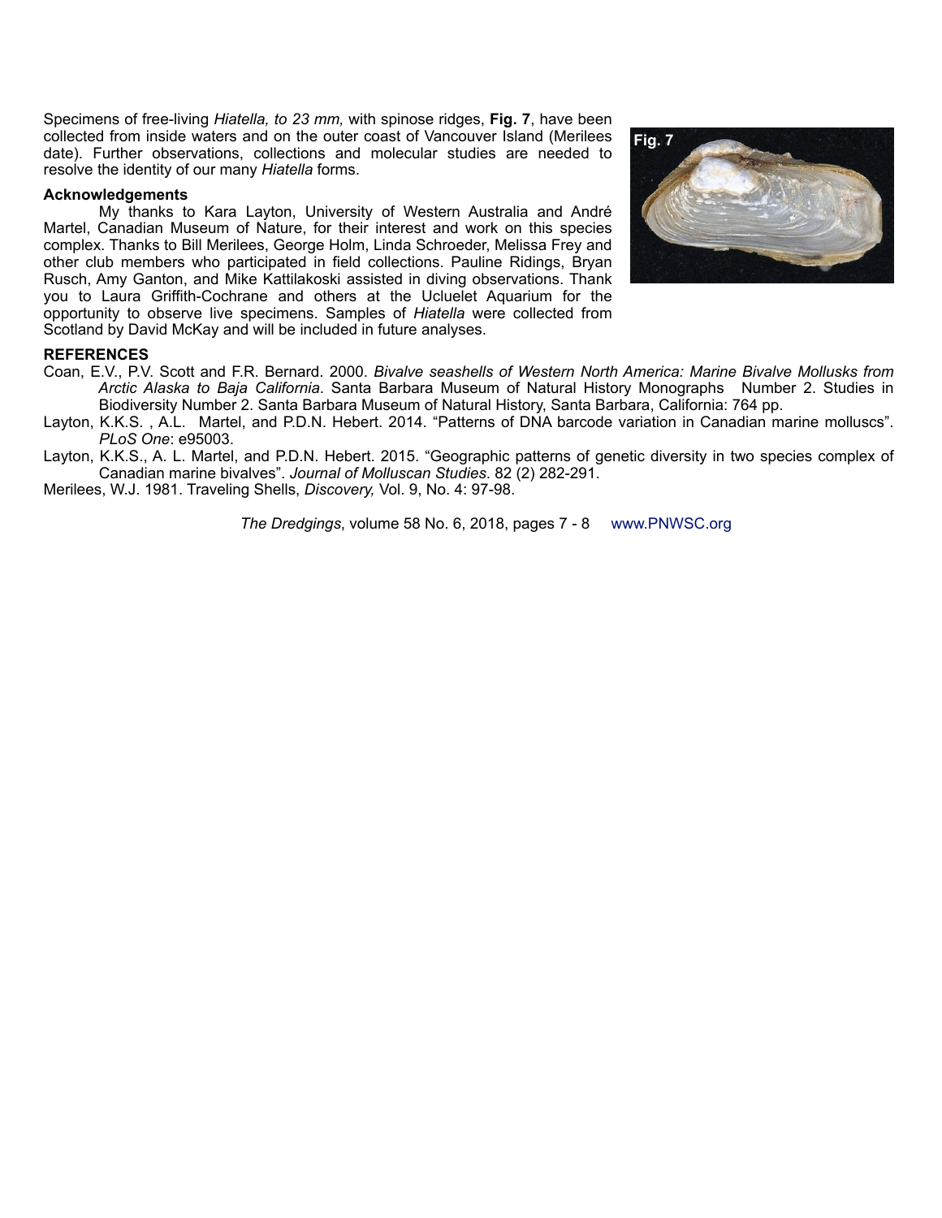Specimens of free-living *Hiatella, to 23 mm,* with spinose ridges, **Fig. 7**, have been collected from inside waters and on the outer coast of Vancouver Island (Merilees date). Further observations, collections and molecular studies are needed to resolve the identity of our many *Hiatella* forms.

Fig. 7

**Acknowledgements**

My thanks to Kara Layton, University of Western Australia and André Martel, Canadian Museum of Nature, for their interest and work on this species complex. Thanks to Bill Merilees, George Holm, Linda Schroeder, Melissa Frey and other club members who participated in field collections. Pauline Ridings, Bryan Rusch, Amy Ganton, and Mike Kattilakoski assisted in diving observations. Thank you to Laura Griffith-Cochrane and others at the Ucluelet Aquarium for the opportunity to observe live specimens. Samples of *Hiatella* were collected from Scotland by David McKay and will be included in future analyses.

**REFERENCES**

Coan, E.V., P.V. Scott and F.R. Bernard. 2000. *Bivalve seashells of Western North America: Marine Bivalve Mollusks from Arctic Alaska to Baja California*. Santa Barbara Museum of Natural History Monographs Number 2. Studies in Biodiversity Number 2. Santa Barbara Museum of Natural History, Santa Barbara, California: 764 pp.

Layton, K.K.S. , A.L. Martel, and P.D.N. Hebert. 2014. "Patterns of DNA barcode variation in Canadian marine molluscs". *PLoS One*: e95003.

Layton, K.K.S., A. L. Martel, and P.D.N. Hebert. 2015. "Geographic patterns of genetic diversity in two species complex of Canadian marine bivalves". *Journal of Molluscan Studies.* 82 (2) 282-291.

Merilees, W.J. 1981. Traveling Shells, *Discovery,* Vol. 9, No. 4: 97-98.